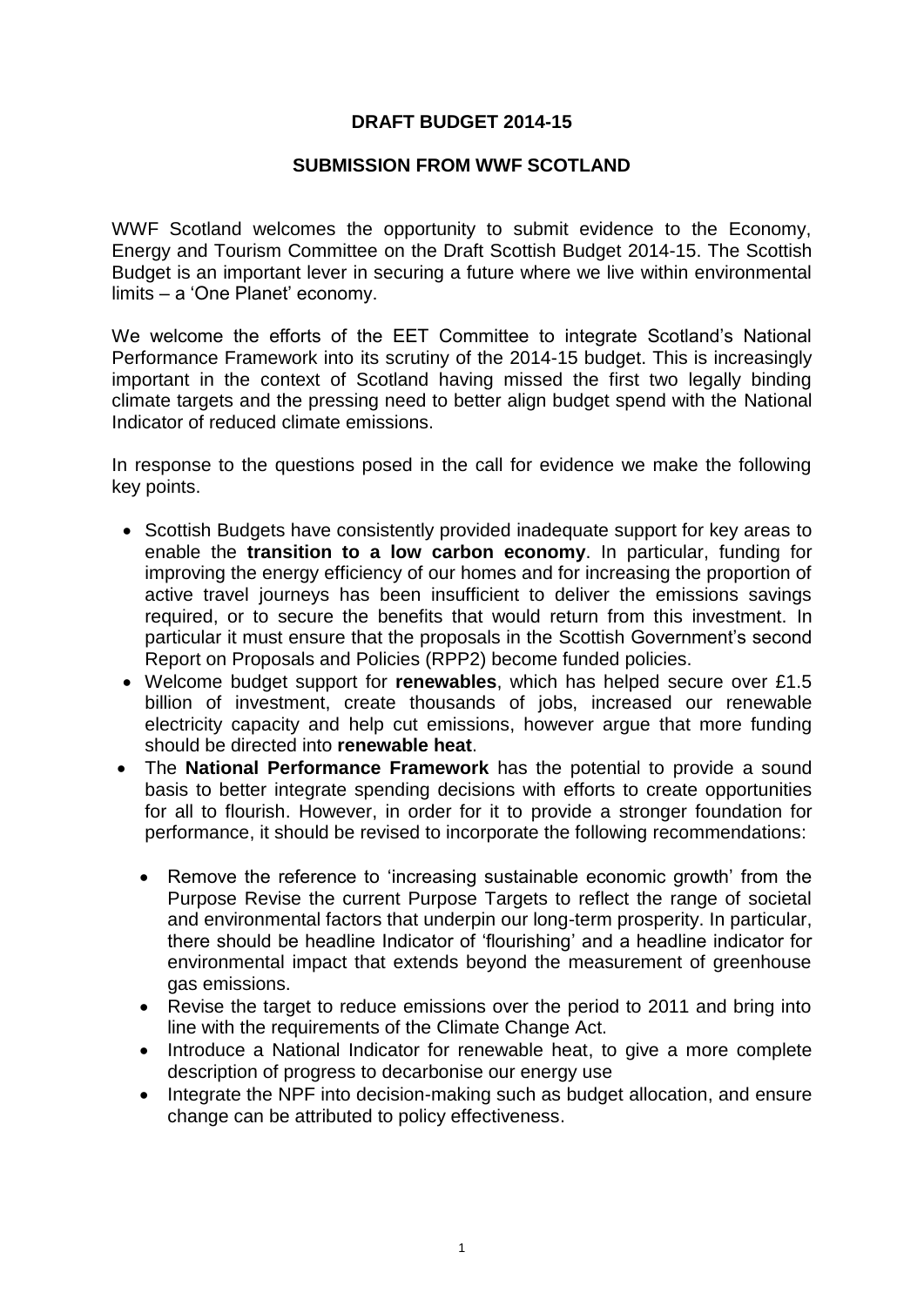**DRAFT BUDGET 2014-15**

**SUBMISSION FROM WWF SCOTLAND**

WWF Scotland welcomes the opportunity to submit evidence to the Economy, Energy and Tourism Committee on the Draft Scottish Budget 2014-15. The Scottish Budget is an important lever in securing a future where we live within environmental limits – a 'One Planet' economy.

We welcome the efforts of the EET Committee to integrate Scotland's National Performance Framework into its scrutiny of the 2014-15 budget. This is increasingly important in the context of Scotland having missed the first two legally binding climate targets and the pressing need to better align budget spend with the National Indicator of reduced climate emissions.

In response to the questions posed in the call for evidence we make the following key points.

- Scottish Budgets have consistently provided inadequate support for key areas to enable the **transition to a low carbon economy**. In particular, funding for improving the energy efficiency of our homes and for increasing the proportion of active travel journeys has been insufficient to deliver the emissions savings required, or to secure the benefits that would return from this investment. In particular it must ensure that the proposals in the Scottish Government's second Report on Proposals and Policies (RPP2) become funded policies.
- Welcome budget support for **renewables**, which has helped secure over £1.5 billion of investment, create thousands of jobs, increased our renewable electricity capacity and help cut emissions, however argue that more funding should be directed into **renewable heat**.
- The **National Performance Framework** has the potential to provide a sound basis to better integrate spending decisions with efforts to create opportunities for all to flourish. However, in order for it to provide a stronger foundation for performance, it should be revised to incorporate the following recommendations:
  - Remove the reference to 'increasing sustainable economic growth' from the Purpose Revise the current Purpose Targets to reflect the range of societal and environmental factors that underpin our long-term prosperity. In particular, there should be headline Indicator of 'flourishing' and a headline indicator for environmental impact that extends beyond the measurement of greenhouse gas emissions.
  - Revise the target to reduce emissions over the period to 2011 and bring into line with the requirements of the Climate Change Act.
  - Introduce a National Indicator for renewable heat, to give a more complete description of progress to decarbonise our energy use
  - Integrate the NPF into decision-making such as budget allocation, and ensure change can be attributed to policy effectiveness.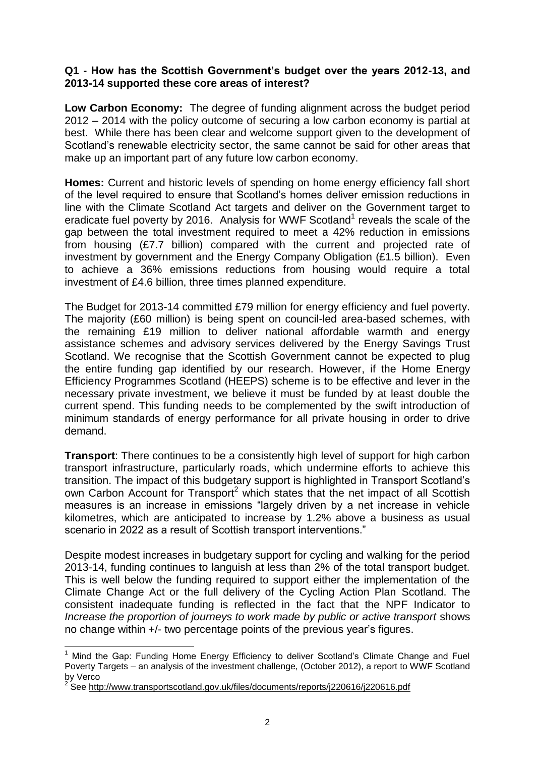**Q1 - How has the Scottish Government's budget over the years 2012-13, and 2013-14 supported these core areas of interest?**

**Low Carbon Economy:** The degree of funding alignment across the budget period 2012 – 2014 with the policy outcome of securing a low carbon economy is partial at best. While there has been clear and welcome support given to the development of Scotland's renewable electricity sector, the same cannot be said for other areas that make up an important part of any future low carbon economy.

**Homes:** Current and historic levels of spending on home energy efficiency fall short of the level required to ensure that Scotland's homes deliver emission reductions in line with the Climate Scotland Act targets and deliver on the Government target to eradicate fuel poverty by 2016. Analysis for WWF Scotland[1] reveals the scale of the gap between the total investment required to meet a 42% reduction in emissions from housing (£7.7 billion) compared with the current and projected rate of investment by government and the Energy Company Obligation (£1.5 billion). Even to achieve a 36% emissions reductions from housing would require a total investment of £4.6 billion, three times planned expenditure.

The Budget for 2013-14 committed £79 million for energy efficiency and fuel poverty. The majority (£60 million) is being spent on council-led area-based schemes, with the remaining £19 million to deliver national affordable warmth and energy assistance schemes and advisory services delivered by the Energy Savings Trust Scotland. We recognise that the Scottish Government cannot be expected to plug the entire funding gap identified by our research. However, if the Home Energy Efficiency Programmes Scotland (HEEPS) scheme is to be effective and lever in the necessary private investment, we believe it must be funded by at least double the current spend. This funding needs to be complemented by the swift introduction of minimum standards of energy performance for all private housing in order to drive demand.

**Transport**: There continues to be a consistently high level of support for high carbon transport infrastructure, particularly roads, which undermine efforts to achieve this transition. The impact of this budgetary support is highlighted in Transport Scotland's own Carbon Account for Transport[2] which states that the net impact of all Scottish measures is an increase in emissions "largely driven by a net increase in vehicle kilometres, which are anticipated to increase by 1.2% above a business as usual scenario in 2022 as a result of Scottish transport interventions."

Despite modest increases in budgetary support for cycling and walking for the period 2013-14, funding continues to languish at less than 2% of the total transport budget. This is well below the funding required to support either the implementation of the Climate Change Act or the full delivery of the Cycling Action Plan Scotland. The consistent inadequate funding is reflected in the fact that the NPF Indicator to *Increase the proportion of journeys to work made by public or active transport* shows no change within +/- two percentage points of the previous year's figures.

---

[1] Mind the Gap: Funding Home Energy Efficiency to deliver Scotland's Climate Change and Fuel Poverty Targets – an analysis of the investment challenge, (October 2012), a report to WWF Scotland by Verco

[2] See http://www.transportscotland.gov.uk/files/documents/reports/j220616/j220616.pdf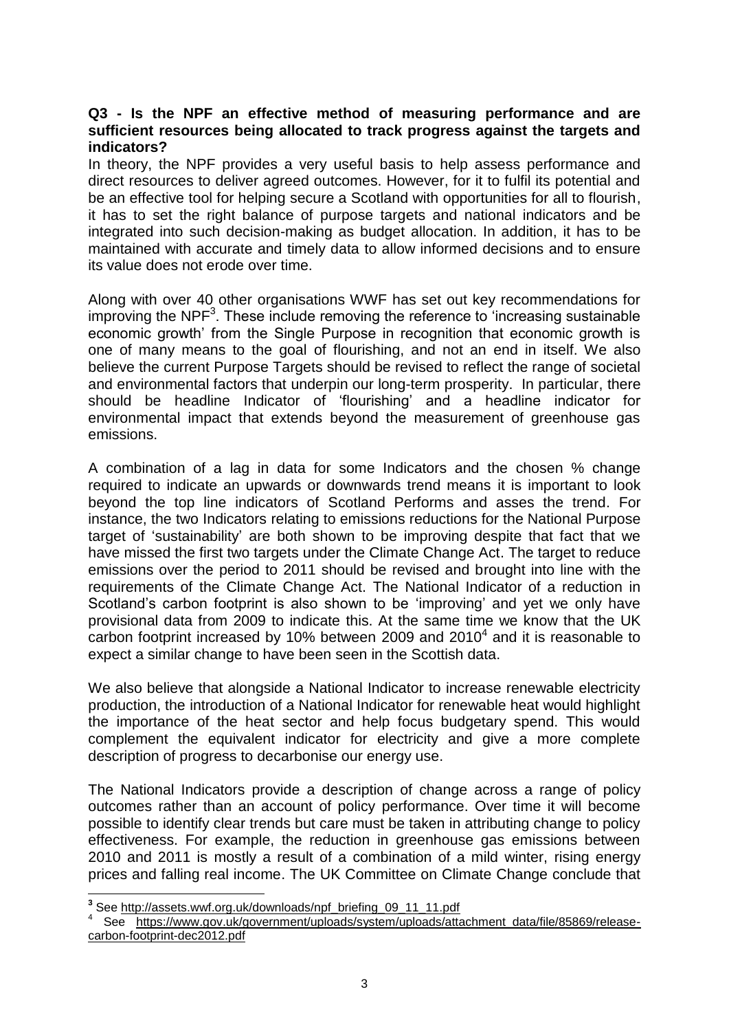**Q3 - Is the NPF an effective method of measuring performance and are sufficient resources being allocated to track progress against the targets and indicators?**

In theory, the NPF provides a very useful basis to help assess performance and direct resources to deliver agreed outcomes. However, for it to fulfil its potential and be an effective tool for helping secure a Scotland with opportunities for all to flourish, it has to set the right balance of purpose targets and national indicators and be integrated into such decision-making as budget allocation. In addition, it has to be maintained with accurate and timely data to allow informed decisions and to ensure its value does not erode over time.

Along with over 40 other organisations WWF has set out key recommendations for improving the NPF[3]. These include removing the reference to 'increasing sustainable economic growth' from the Single Purpose in recognition that economic growth is one of many means to the goal of flourishing, and not an end in itself. We also believe the current Purpose Targets should be revised to reflect the range of societal and environmental factors that underpin our long-term prosperity. In particular, there should be headline Indicator of 'flourishing' and a headline indicator for environmental impact that extends beyond the measurement of greenhouse gas emissions.

A combination of a lag in data for some Indicators and the chosen % change required to indicate an upwards or downwards trend means it is important to look beyond the top line indicators of Scotland Performs and asses the trend. For instance, the two Indicators relating to emissions reductions for the National Purpose target of 'sustainability' are both shown to be improving despite that fact that we have missed the first two targets under the Climate Change Act. The target to reduce emissions over the period to 2011 should be revised and brought into line with the requirements of the Climate Change Act. The National Indicator of a reduction in Scotland's carbon footprint is also shown to be 'improving' and yet we only have provisional data from 2009 to indicate this. At the same time we know that the UK carbon footprint increased by 10% between 2009 and 2010[4] and it is reasonable to expect a similar change to have been seen in the Scottish data.

We also believe that alongside a National Indicator to increase renewable electricity production, the introduction of a National Indicator for renewable heat would highlight the importance of the heat sector and help focus budgetary spend. This would complement the equivalent indicator for electricity and give a more complete description of progress to decarbonise our energy use.

The National Indicators provide a description of change across a range of policy outcomes rather than an account of policy performance. Over time it will become possible to identify clear trends but care must be taken in attributing change to policy effectiveness. For example, the reduction in greenhouse gas emissions between 2010 and 2011 is mostly a result of a combination of a mild winter, rising energy prices and falling real income. The UK Committee on Climate Change conclude that

---

[3] See http://assets.wwf.org.uk/downloads/npf_briefing_09_11_11.pdf

[4] See https://www.gov.uk/government/uploads/system/uploads/attachment_data/file/85869/release-carbon-footprint-dec2012.pdf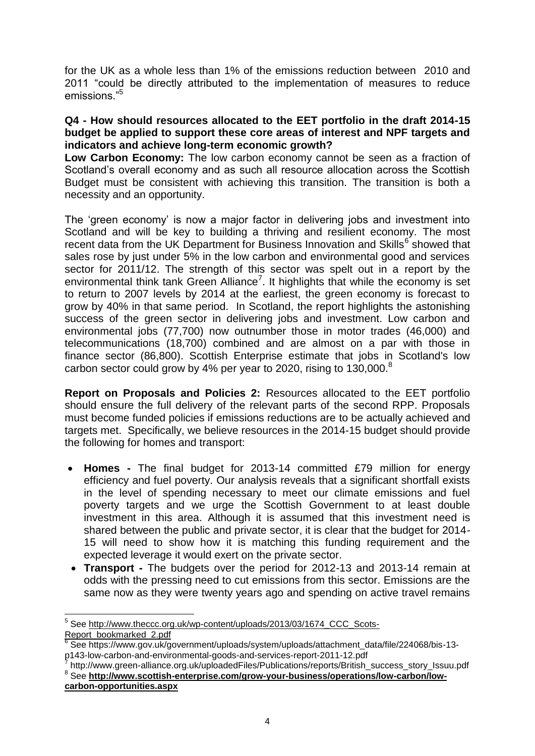for the UK as a whole less than 1% of the emissions reduction between 2010 and 2011 "could be directly attributed to the implementation of measures to reduce emissions."[5]

**Q4 - How should resources allocated to the EET portfolio in the draft 2014-15 budget be applied to support these core areas of interest and NPF targets and indicators and achieve long-term economic growth?**

**Low Carbon Economy:** The low carbon economy cannot be seen as a fraction of Scotland's overall economy and as such all resource allocation across the Scottish Budget must be consistent with achieving this transition. The transition is both a necessity and an opportunity.

The 'green economy' is now a major factor in delivering jobs and investment into Scotland and will be key to building a thriving and resilient economy. The most recent data from the UK Department for Business Innovation and Skills[6] showed that sales rose by just under 5% in the low carbon and environmental good and services sector for 2011/12. The strength of this sector was spelt out in a report by the environmental think tank Green Alliance[7]. It highlights that while the economy is set to return to 2007 levels by 2014 at the earliest, the green economy is forecast to grow by 40% in that same period. In Scotland, the report highlights the astonishing success of the green sector in delivering jobs and investment. Low carbon and environmental jobs (77,700) now outnumber those in motor trades (46,000) and telecommunications (18,700) combined and are almost on a par with those in finance sector (86,800). Scottish Enterprise estimate that jobs in Scotland's low carbon sector could grow by 4% per year to 2020, rising to 130,000.[8]

**Report on Proposals and Policies 2:** Resources allocated to the EET portfolio should ensure the full delivery of the relevant parts of the second RPP. Proposals must become funded policies if emissions reductions are to be actually achieved and targets met. Specifically, we believe resources in the 2014-15 budget should provide the following for homes and transport:

- **Homes -** The final budget for 2013-14 committed £79 million for energy efficiency and fuel poverty. Our analysis reveals that a significant shortfall exists in the level of spending necessary to meet our climate emissions and fuel poverty targets and we urge the Scottish Government to at least double investment in this area. Although it is assumed that this investment need is shared between the public and private sector, it is clear that the budget for 2014-15 will need to show how it is matching this funding requirement and the expected leverage it would exert on the private sector.
- **Transport -** The budgets over the period for 2012-13 and 2013-14 remain at odds with the pressing need to cut emissions from this sector. Emissions are the same now as they were twenty years ago and spending on active travel remains

---

[5] See http://www.theccc.org.uk/wp-content/uploads/2013/03/1674_CCC_Scots-Report_bookmarked_2.pdf

[6] See https://www.gov.uk/government/uploads/system/uploads/attachment_data/file/224068/bis-13-p143-low-carbon-and-environmental-goods-and-services-report-2011-12.pdf

[7] http://www.green-alliance.org.uk/uploadedFiles/Publications/reports/British_success_story_Issuu.pdf

[8] See **http://www.scottish-enterprise.com/grow-your-business/operations/low-carbon/low-carbon-opportunities.aspx**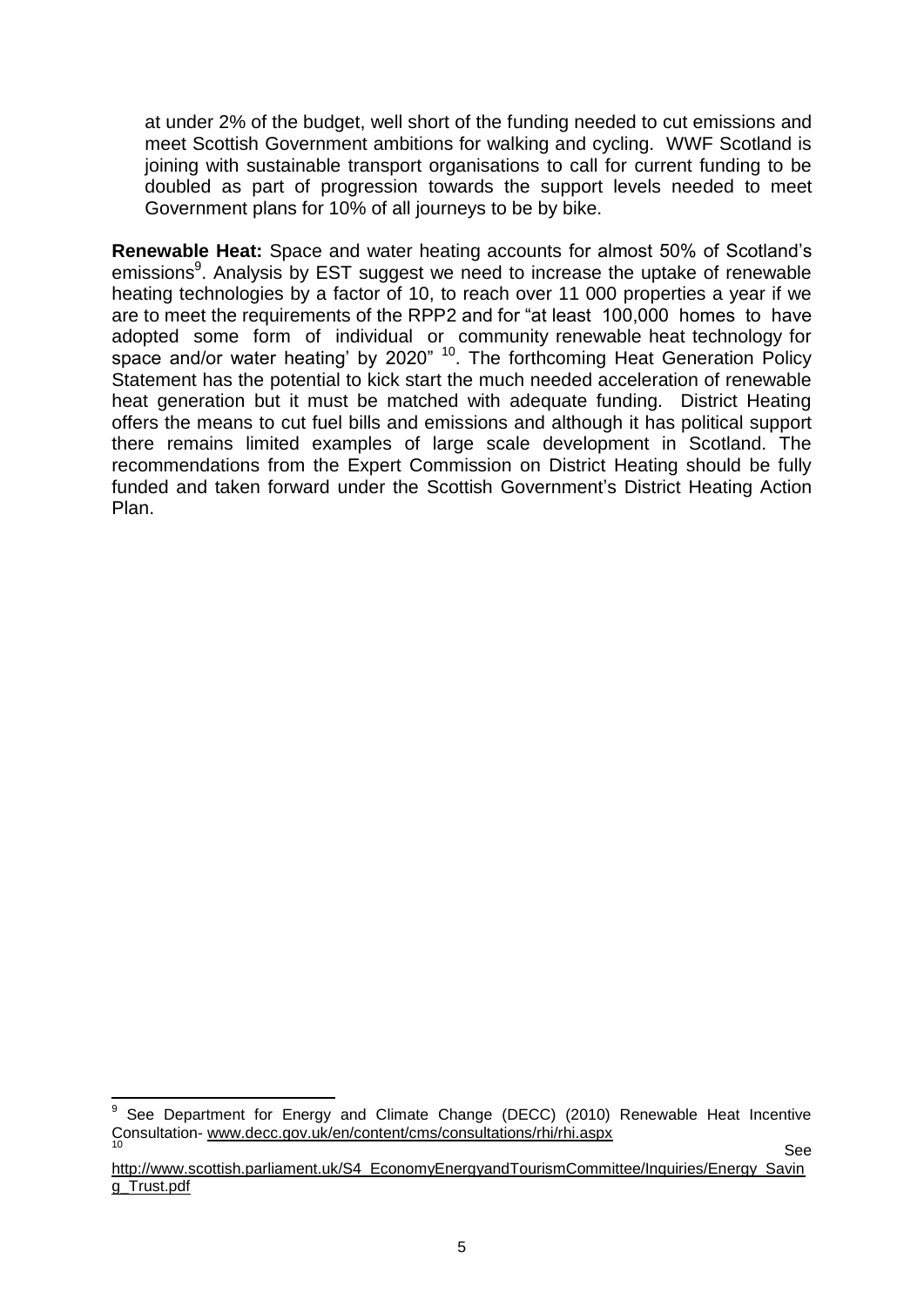at under 2% of the budget, well short of the funding needed to cut emissions and meet Scottish Government ambitions for walking and cycling. WWF Scotland is joining with sustainable transport organisations to call for current funding to be doubled as part of progression towards the support levels needed to meet Government plans for 10% of all journeys to be by bike.

**Renewable Heat:** Space and water heating accounts for almost 50% of Scotland's emissions[9]. Analysis by EST suggest we need to increase the uptake of renewable heating technologies by a factor of 10, to reach over 11 000 properties a year if we are to meet the requirements of the RPP2 and for "at least 100,000 homes to have adopted some form of individual or community renewable heat technology for space and/or water heating' by 2020" [10]. The forthcoming Heat Generation Policy Statement has the potential to kick start the much needed acceleration of renewable heat generation but it must be matched with adequate funding. District Heating offers the means to cut fuel bills and emissions and although it has political support there remains limited examples of large scale development in Scotland. The recommendations from the Expert Commission on District Heating should be fully funded and taken forward under the Scottish Government's District Heating Action Plan.

---

[9] See Department for Energy and Climate Change (DECC) (2010) Renewable Heat Incentive Consultation- www.decc.gov.uk/en/content/cms/consultations/rhi/rhi.aspx

[10] See http://www.scottish.parliament.uk/S4_EconomyEnergyandTourismCommittee/Inquiries/Energy_Saving_Trust.pdf